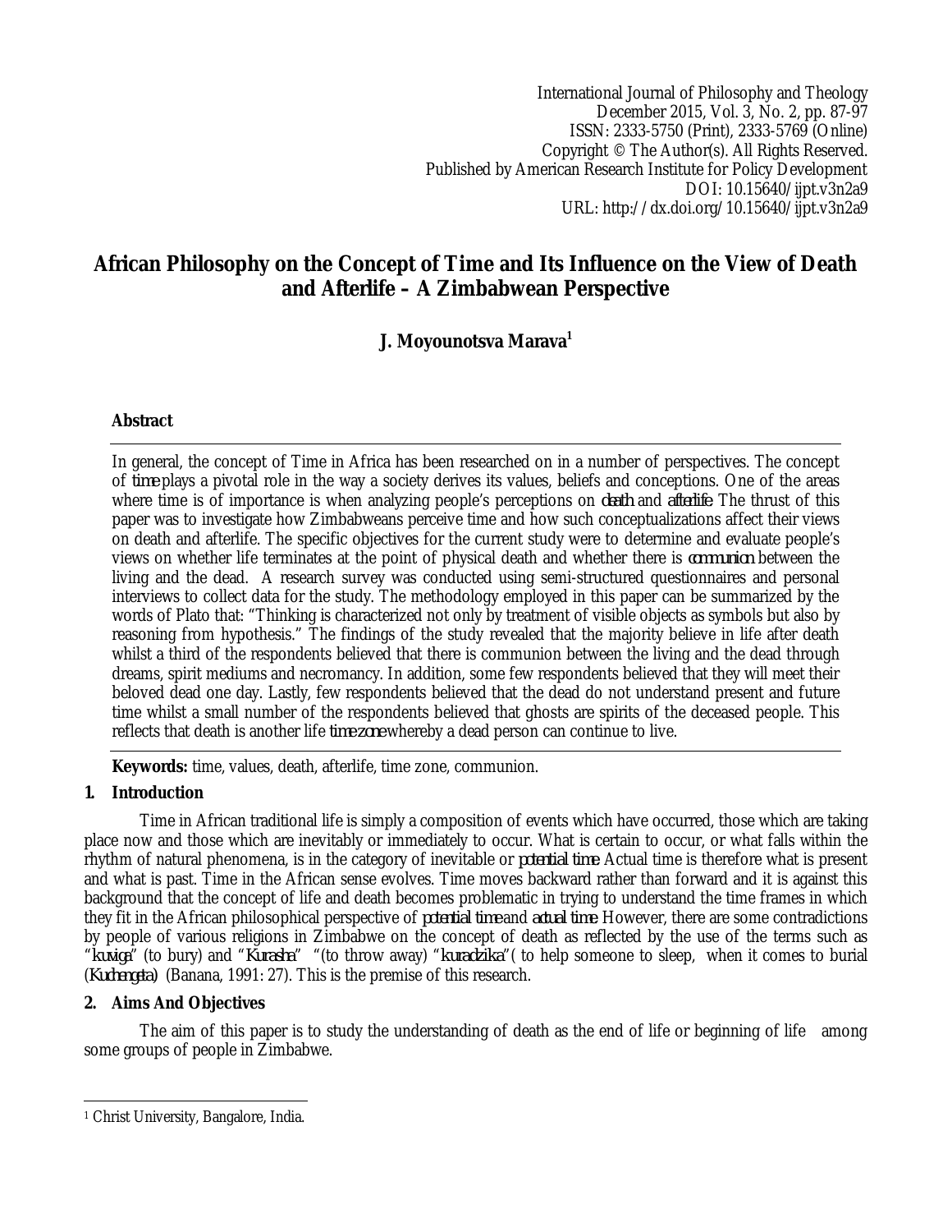International Journal of Philosophy and Theology
December 2015, Vol. 3, No. 2, pp. 87-97
ISSN: 2333-5750 (Print), 2333-5769 (Online)
Copyright © The Author(s). All Rights Reserved.
Published by American Research Institute for Policy Development
DOI: 10.15640/ijpt.v3n2a9
URL: http://dx.doi.org/10.15640/ijpt.v3n2a9

# African Philosophy on the Concept of Time and Its Influence on the View of Death and Afterlife – A Zimbabwean Perspective

**J. Moyounotsva Marava[1]**

**Abstract**

In general, the concept of Time in Africa has been researched on in a number of perspectives. The concept of *time* plays a pivotal role in the way a society derives its values, beliefs and conceptions. One of the areas where time is of importance is when analyzing people's perceptions on *death* and *afterlife*. The thrust of this paper was to investigate how Zimbabweans perceive time and how such conceptualizations affect their views on death and afterlife. The specific objectives for the current study were to determine and evaluate people's views on whether life terminates at the point of physical death and whether there is *communion* between the living and the dead. A research survey was conducted using semi-structured questionnaires and personal interviews to collect data for the study. The methodology employed in this paper can be summarized by the words of Plato that: "Thinking is characterized not only by treatment of visible objects as symbols but also by reasoning from hypothesis." The findings of the study revealed that the majority believe in life after death whilst a third of the respondents believed that there is communion between the living and the dead through dreams, spirit mediums and necromancy. In addition, some few respondents believed that they will meet their beloved dead one day. Lastly, few respondents believed that the dead do not understand present and future time whilst a small number of the respondents believed that ghosts are spirits of the deceased people. This reflects that death is another life *time zone* whereby a dead person can continue to live.

**Keywords:** time, values, death, afterlife, time zone, communion.

## 1. Introduction

Time in African traditional life is simply a composition of events which have occurred, those which are taking place now and those which are inevitably or immediately to occur. What is certain to occur, or what falls within the rhythm of natural phenomena, is in the category of inevitable or *potential time*. Actual time is therefore what is present and what is past. Time in the African sense evolves. Time moves backward rather than forward and it is against this background that the concept of life and death becomes problematic in trying to understand the time frames in which they fit in the African philosophical perspective of *potential time* and *actual time*. However, there are some contradictions by people of various religions in Zimbabwe on the concept of death as reflected by the use of the terms such as "*kuviga*" (to bury) and "*Kurasha*" "(to throw away) "*kuradzika*"( to help someone to sleep, when it comes to burial (*Kuchengeta*) (Banana, 1991: 27). This is the premise of this research.

## 2. Aims And Objectives

The aim of this paper is to study the understanding of death as the end of life or beginning of life among some groups of people in Zimbabwe.

---

[1] Christ University, Bangalore, India.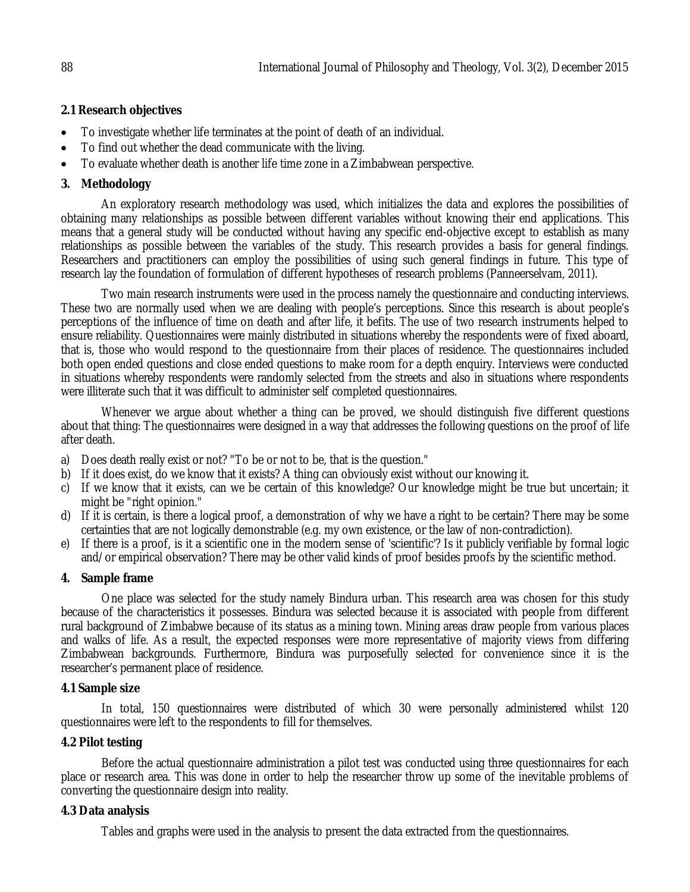### 2.1 Research objectives

- To investigate whether life terminates at the point of death of an individual.
- To find out whether the dead communicate with the living.
- To evaluate whether death is another life time zone in a Zimbabwean perspective.

## 3. Methodology

An exploratory research methodology was used, which initializes the data and explores the possibilities of obtaining many relationships as possible between different variables without knowing their end applications. This means that a general study will be conducted without having any specific end-objective except to establish as many relationships as possible between the variables of the study. This research provides a basis for general findings. Researchers and practitioners can employ the possibilities of using such general findings in future. This type of research lay the foundation of formulation of different hypotheses of research problems (Panneerselvam, 2011).

Two main research instruments were used in the process namely the questionnaire and conducting interviews. These two are normally used when we are dealing with people's perceptions. Since this research is about people's perceptions of the influence of time on death and after life, it befits. The use of two research instruments helped to ensure reliability. Questionnaires were mainly distributed in situations whereby the respondents were of fixed aboard, that is, those who would respond to the questionnaire from their places of residence. The questionnaires included both open ended questions and close ended questions to make room for a depth enquiry. Interviews were conducted in situations whereby respondents were randomly selected from the streets and also in situations where respondents were illiterate such that it was difficult to administer self completed questionnaires.

Whenever we argue about whether a thing can be proved, we should distinguish five different questions about that thing: The questionnaires were designed in a way that addresses the following questions on the proof of life after death.

a) Does death really exist or not? "To be or not to be, that is the question."
b) If it does exist, do we know that it exists? A thing can obviously exist without our knowing it.
c) If we know that it exists, can we be certain of this knowledge? Our knowledge might be true but uncertain; it might be "right opinion."
d) If it is certain, is there a logical proof, a demonstration of why we have a right to be certain? There may be some certainties that are not logically demonstrable (e.g. my own existence, or the law of non-contradiction).
e) If there is a proof, is it a scientific one in the modern sense of 'scientific'? Is it publicly verifiable by formal logic and/or empirical observation? There may be other valid kinds of proof besides proofs by the scientific method.

## 4. Sample frame

One place was selected for the study namely Bindura urban. This research area was chosen for this study because of the characteristics it possesses. Bindura was selected because it is associated with people from different rural background of Zimbabwe because of its status as a mining town. Mining areas draw people from various places and walks of life. As a result, the expected responses were more representative of majority views from differing Zimbabwean backgrounds. Furthermore, Bindura was purposefully selected for convenience since it is the researcher's permanent place of residence.

### 4.1 Sample size

In total, 150 questionnaires were distributed of which 30 were personally administered whilst 120 questionnaires were left to the respondents to fill for themselves.

### 4.2 Pilot testing

Before the actual questionnaire administration a pilot test was conducted using three questionnaires for each place or research area. This was done in order to help the researcher throw up some of the inevitable problems of converting the questionnaire design into reality.

### 4.3 Data analysis

Tables and graphs were used in the analysis to present the data extracted from the questionnaires.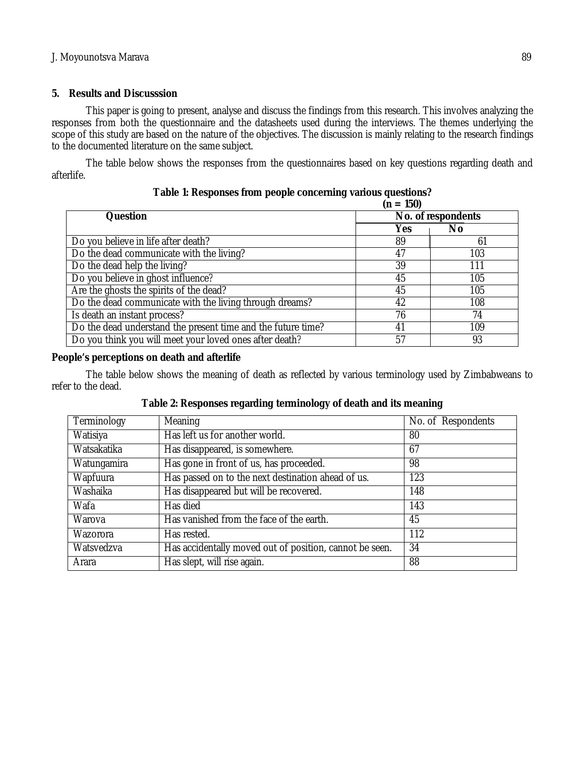## 5. Results and Discusssion

This paper is going to present, analyse and discuss the findings from this research. This involves analyzing the responses from both the questionnaire and the datasheets used during the interviews. The themes underlying the scope of this study are based on the nature of the objectives. The discussion is mainly relating to the research findings to the documented literature on the same subject.

The table below shows the responses from the questionnaires based on key questions regarding death and afterlife.

**Table 1: Responses from people concerning various questions?**

**(n = 150)**

| Question | No. of respondents | |
|---|---|---|
| | Yes | No |
| Do you believe in life after death? | 89 | 61 |
| Do the dead communicate with the living? | 47 | 103 |
| Do the dead help the living? | 39 | 111 |
| Do you believe in ghost influence? | 45 | 105 |
| Are the ghosts the spirits of the dead? | 45 | 105 |
| Do the dead communicate with the living through dreams? | 42 | 108 |
| Is death an instant process? | 76 | 74 |
| Do the dead understand the present time and the future time? | 41 | 109 |
| Do you think you will meet your loved ones after death? | 57 | 93 |

**People's perceptions on death and afterlife**

The table below shows the meaning of death as reflected by various terminology used by Zimbabweans to refer to the dead.

**Table 2: Responses regarding terminology of death and its meaning**

| Terminology | Meaning | No. of Respondents |
|---|---|---|
| Watisiya | Has left us for another world. | 80 |
| Watsakatika | Has disappeared, is somewhere. | 67 |
| Watungamira | Has gone in front of us, has proceeded. | 98 |
| Wapfuura | Has passed on to the next destination ahead of us. | 123 |
| Washaika | Has disappeared but will be recovered. | 148 |
| Wafa | Has died | 143 |
| Warova | Has vanished from the face of the earth. | 45 |
| Wazorora | Has rested. | 112 |
| Watsvedzva | Has accidentally moved out of position, cannot be seen. | 34 |
| Arara | Has slept, will rise again. | 88 |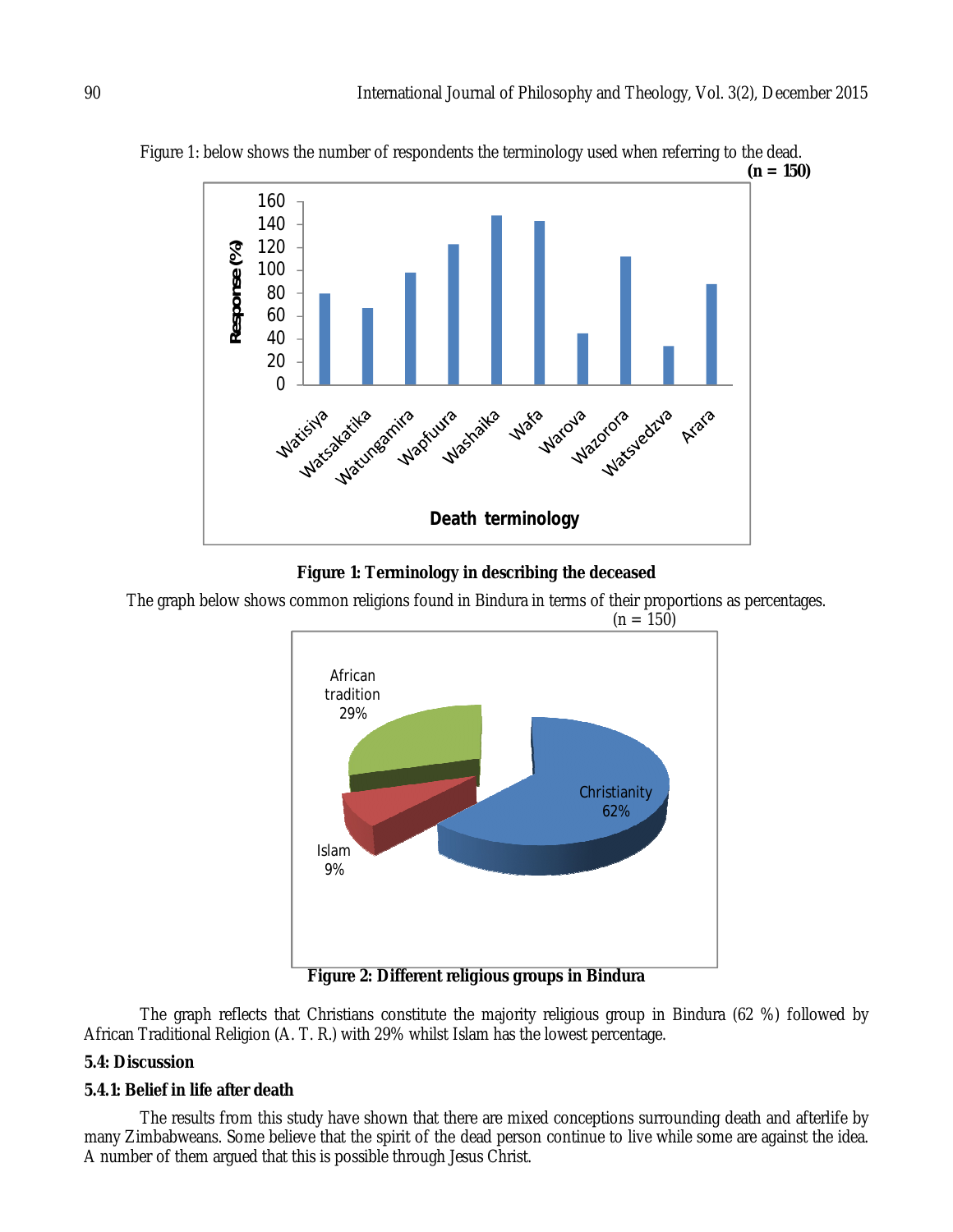Figure 1: below shows the number of respondents the terminology used when referring to the dead.

**(n = 150)**

**Figure 1: Terminology in describing the deceased**

The graph below shows common religions found in Bindura in terms of their proportions as percentages.

(n = 150)

**Figure 2: Different religious groups in Bindura**

The graph reflects that Christians constitute the majority religious group in Bindura (62 %) followed by African Traditional Religion (A. T. R.) with 29% whilst Islam has the lowest percentage.

### 5.4: Discussion

### 5.4.1: Belief in life after death

The results from this study have shown that there are mixed conceptions surrounding death and afterlife by many Zimbabweans. Some believe that the spirit of the dead person continue to live while some are against the idea. A number of them argued that this is possible through Jesus Christ.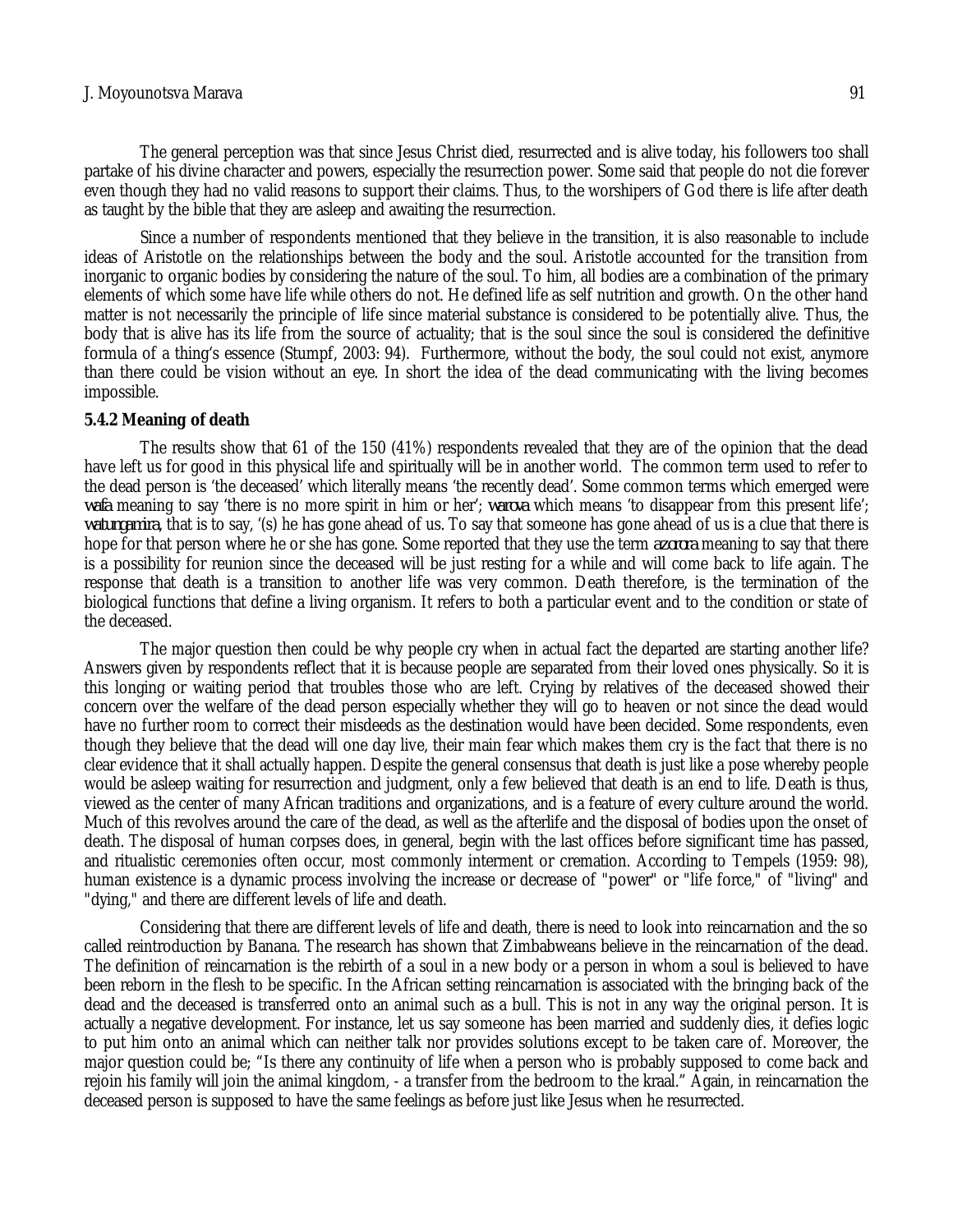The general perception was that since Jesus Christ died, resurrected and is alive today, his followers too shall partake of his divine character and powers, especially the resurrection power. Some said that people do not die forever even though they had no valid reasons to support their claims. Thus, to the worshipers of God there is life after death as taught by the bible that they are asleep and awaiting the resurrection.

Since a number of respondents mentioned that they believe in the transition, it is also reasonable to include ideas of Aristotle on the relationships between the body and the soul. Aristotle accounted for the transition from inorganic to organic bodies by considering the nature of the soul. To him, all bodies are a combination of the primary elements of which some have life while others do not. He defined life as self nutrition and growth. On the other hand matter is not necessarily the principle of life since material substance is considered to be potentially alive. Thus, the body that is alive has its life from the source of actuality; that is the soul since the soul is considered the definitive formula of a thing's essence (Stumpf, 2003: 94). Furthermore, without the body, the soul could not exist, anymore than there could be vision without an eye. In short the idea of the dead communicating with the living becomes impossible.

**5.4.2 Meaning of death**

The results show that 61 of the 150 (41%) respondents revealed that they are of the opinion that the dead have left us for good in this physical life and spiritually will be in another world. The common term used to refer to the dead person is 'the deceased' which literally means 'the recently dead'. Some common terms which emerged were *wafa* meaning to say 'there is no more spirit in him or her'; *warova* which means 'to disappear from this present life'; *watungamira*, that is to say, '(s) he has gone ahead of us. To say that someone has gone ahead of us is a clue that there is hope for that person where he or she has gone. Some reported that they use the term *azorora* meaning to say that there is a possibility for reunion since the deceased will be just resting for a while and will come back to life again. The response that death is a transition to another life was very common. Death therefore, is the termination of the biological functions that define a living organism. It refers to both a particular event and to the condition or state of the deceased.

The major question then could be why people cry when in actual fact the departed are starting another life? Answers given by respondents reflect that it is because people are separated from their loved ones physically. So it is this longing or waiting period that troubles those who are left. Crying by relatives of the deceased showed their concern over the welfare of the dead person especially whether they will go to heaven or not since the dead would have no further room to correct their misdeeds as the destination would have been decided. Some respondents, even though they believe that the dead will one day live, their main fear which makes them cry is the fact that there is no clear evidence that it shall actually happen. Despite the general consensus that death is just like a pose whereby people would be asleep waiting for resurrection and judgment, only a few believed that death is an end to life. Death is thus, viewed as the center of many African traditions and organizations, and is a feature of every culture around the world. Much of this revolves around the care of the dead, as well as the afterlife and the disposal of bodies upon the onset of death. The disposal of human corpses does, in general, begin with the last offices before significant time has passed, and ritualistic ceremonies often occur, most commonly interment or cremation. According to Tempels (1959: 98), human existence is a dynamic process involving the increase or decrease of "power" or "life force," of "living" and "dying," and there are different levels of life and death.

Considering that there are different levels of life and death, there is need to look into reincarnation and the so called reintroduction by Banana. The research has shown that Zimbabweans believe in the reincarnation of the dead. The definition of reincarnation is the rebirth of a soul in a new body or a person in whom a soul is believed to have been reborn in the flesh to be specific. In the African setting reincarnation is associated with the bringing back of the dead and the deceased is transferred onto an animal such as a bull. This is not in any way the original person. It is actually a negative development. For instance, let us say someone has been married and suddenly dies, it defies logic to put him onto an animal which can neither talk nor provides solutions except to be taken care of. Moreover, the major question could be; "Is there any continuity of life when a person who is probably supposed to come back and rejoin his family will join the animal kingdom, - a transfer from the bedroom to the kraal." Again, in reincarnation the deceased person is supposed to have the same feelings as before just like Jesus when he resurrected.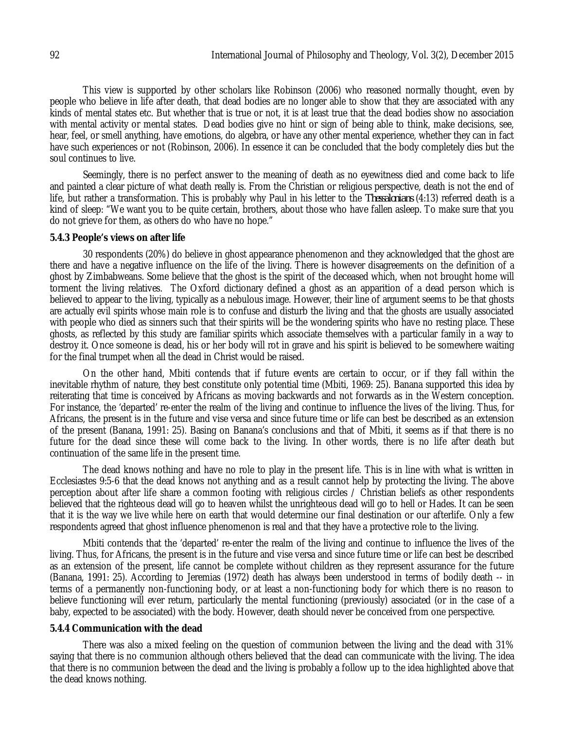This view is supported by other scholars like Robinson (2006) who reasoned normally thought, even by people who believe in life after death, that dead bodies are no longer able to show that they are associated with any kinds of mental states etc. But whether that is true or not, it is at least true that the dead bodies show no association with mental activity or mental states. Dead bodies give no hint or sign of being able to think, make decisions, see, hear, feel, or smell anything, have emotions, do algebra, or have any other mental experience, whether they can in fact have such experiences or not (Robinson, 2006). In essence it can be concluded that the body completely dies but the soul continues to live.

Seemingly, there is no perfect answer to the meaning of death as no eyewitness died and come back to life and painted a clear picture of what death really is. From the Christian or religious perspective, death is not the end of life, but rather a transformation. This is probably why Paul in his letter to the *Thessalonians* (4:13) referred death is a kind of sleep: "We want you to be quite certain, brothers, about those who have fallen asleep. To make sure that you do not grieve for them, as others do who have no hope."

**5.4.3 People's views on after life**

30 respondents (20%) do believe in ghost appearance phenomenon and they acknowledged that the ghost are there and have a negative influence on the life of the living. There is however disagreements on the definition of a ghost by Zimbabweans. Some believe that the ghost is the spirit of the deceased which, when not brought home will torment the living relatives. The Oxford dictionary defined a ghost as an apparition of a dead person which is believed to appear to the living, typically as a nebulous image. However, their line of argument seems to be that ghosts are actually evil spirits whose main role is to confuse and disturb the living and that the ghosts are usually associated with people who died as sinners such that their spirits will be the wondering spirits who have no resting place. These ghosts, as reflected by this study are familiar spirits which associate themselves with a particular family in a way to destroy it. Once someone is dead, his or her body will rot in grave and his spirit is believed to be somewhere waiting for the final trumpet when all the dead in Christ would be raised.

On the other hand, Mbiti contends that if future events are certain to occur, or if they fall within the inevitable rhythm of nature, they best constitute only potential time (Mbiti, 1969: 25). Banana supported this idea by reiterating that time is conceived by Africans as moving backwards and not forwards as in the Western conception. For instance, the 'departed' re-enter the realm of the living and continue to influence the lives of the living. Thus, for Africans, the present is in the future and vise versa and since future time or life can best be described as an extension of the present (Banana, 1991: 25). Basing on Banana's conclusions and that of Mbiti, it seems as if that there is no future for the dead since these will come back to the living. In other words, there is no life after death but continuation of the same life in the present time.

The dead knows nothing and have no role to play in the present life. This is in line with what is written in Ecclesiastes 9:5-6 that the dead knows not anything and as a result cannot help by protecting the living. The above perception about after life share a common footing with religious circles / Christian beliefs as other respondents believed that the righteous dead will go to heaven whilst the unrighteous dead will go to hell or Hades. It can be seen that it is the way we live while here on earth that would determine our final destination or our afterlife. Only a few respondents agreed that ghost influence phenomenon is real and that they have a protective role to the living.

Mbiti contends that the 'departed' re-enter the realm of the living and continue to influence the lives of the living. Thus, for Africans, the present is in the future and vise versa and since future time or life can best be described as an extension of the present, life cannot be complete without children as they represent assurance for the future (Banana, 1991: 25). According to Jeremias (1972) death has always been understood in terms of bodily death -- in terms of a permanently non-functioning body, or at least a non-functioning body for which there is no reason to believe functioning will ever return, particularly the mental functioning (previously) associated (or in the case of a baby, expected to be associated) with the body. However, death should never be conceived from one perspective.

**5.4.4 Communication with the dead**

There was also a mixed feeling on the question of communion between the living and the dead with 31% saying that there is no communion although others believed that the dead can communicate with the living. The idea that there is no communion between the dead and the living is probably a follow up to the idea highlighted above that the dead knows nothing.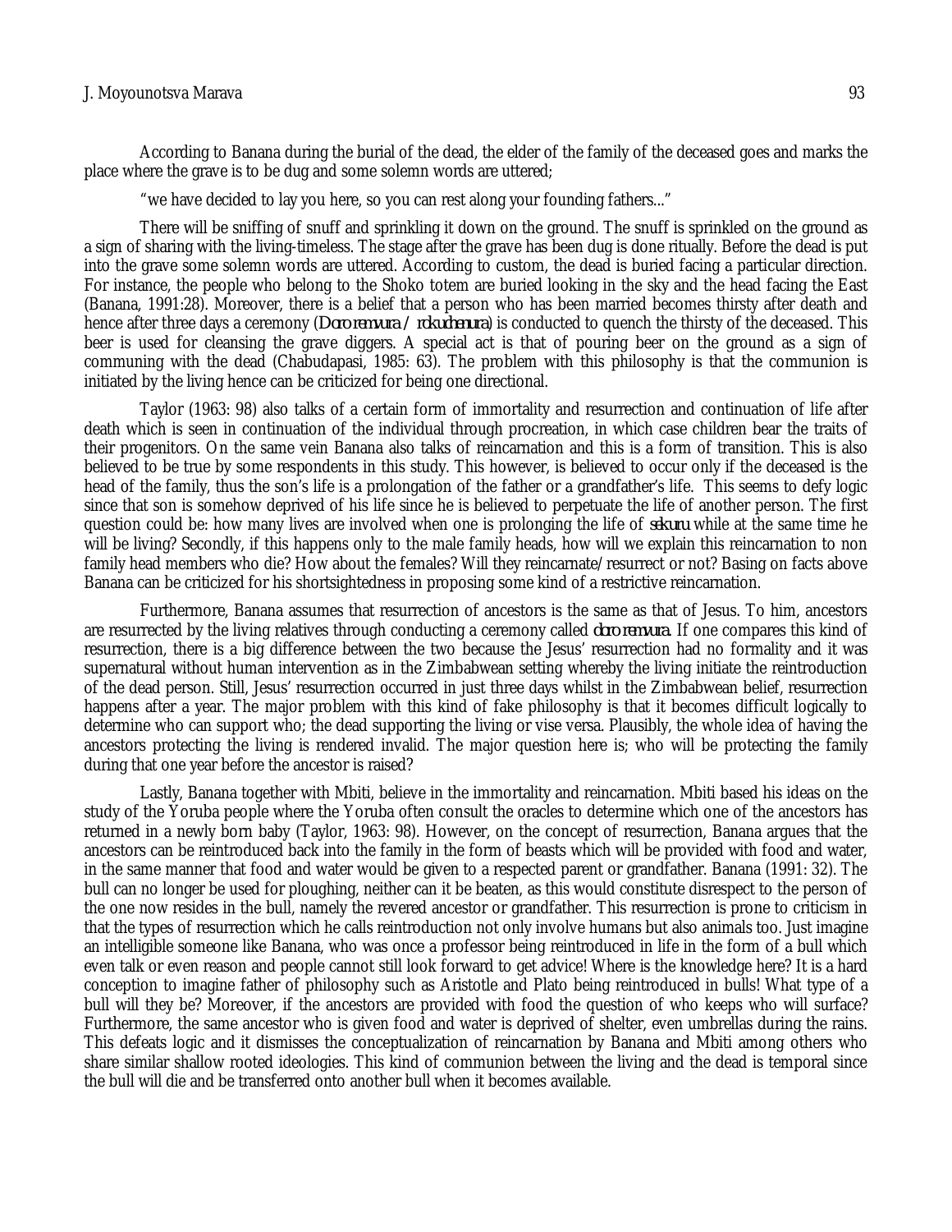According to Banana during the burial of the dead, the elder of the family of the deceased goes and marks the place where the grave is to be dug and some solemn words are uttered;

"we have decided to lay you here, so you can rest along your founding fathers..."

There will be sniffing of snuff and sprinkling it down on the ground. The snuff is sprinkled on the ground as a sign of sharing with the living-timeless. The stage after the grave has been dug is done ritually. Before the dead is put into the grave some solemn words are uttered. According to custom, the dead is buried facing a particular direction. For instance, the people who belong to the Shoko totem are buried looking in the sky and the head facing the East (Banana, 1991:28). Moreover, there is a belief that a person who has been married becomes thirsty after death and hence after three days a ceremony (*Doro renvura / rokuchenura*) is conducted to quench the thirsty of the deceased. This beer is used for cleansing the grave diggers. A special act is that of pouring beer on the ground as a sign of communing with the dead (Chabudapasi, 1985: 63). The problem with this philosophy is that the communion is initiated by the living hence can be criticized for being one directional.

Taylor (1963: 98) also talks of a certain form of immortality and resurrection and continuation of life after death which is seen in continuation of the individual through procreation, in which case children bear the traits of their progenitors. On the same vein Banana also talks of reincarnation and this is a form of transition. This is also believed to be true by some respondents in this study. This however, is believed to occur only if the deceased is the head of the family, thus the son's life is a prolongation of the father or a grandfather's life. This seems to defy logic since that son is somehow deprived of his life since he is believed to perpetuate the life of another person. The first question could be: how many lives are involved when one is prolonging the life of *sekuru* while at the same time he will be living? Secondly, if this happens only to the male family heads, how will we explain this reincarnation to non family head members who die? How about the females? Will they reincarnate/resurrect or not? Basing on facts above Banana can be criticized for his shortsightedness in proposing some kind of a restrictive reincarnation.

Furthermore, Banana assumes that resurrection of ancestors is the same as that of Jesus. To him, ancestors are resurrected by the living relatives through conducting a ceremony called *doro renvura*. If one compares this kind of resurrection, there is a big difference between the two because the Jesus' resurrection had no formality and it was supernatural without human intervention as in the Zimbabwean setting whereby the living initiate the reintroduction of the dead person. Still, Jesus' resurrection occurred in just three days whilst in the Zimbabwean belief, resurrection happens after a year. The major problem with this kind of fake philosophy is that it becomes difficult logically to determine who can support who; the dead supporting the living or vise versa. Plausibly, the whole idea of having the ancestors protecting the living is rendered invalid. The major question here is; who will be protecting the family during that one year before the ancestor is raised?

Lastly, Banana together with Mbiti, believe in the immortality and reincarnation. Mbiti based his ideas on the study of the Yoruba people where the Yoruba often consult the oracles to determine which one of the ancestors has returned in a newly born baby (Taylor, 1963: 98). However, on the concept of resurrection, Banana argues that the ancestors can be reintroduced back into the family in the form of beasts which will be provided with food and water, in the same manner that food and water would be given to a respected parent or grandfather. Banana (1991: 32). The bull can no longer be used for ploughing, neither can it be beaten, as this would constitute disrespect to the person of the one now resides in the bull, namely the revered ancestor or grandfather. This resurrection is prone to criticism in that the types of resurrection which he calls reintroduction not only involve humans but also animals too. Just imagine an intelligible someone like Banana, who was once a professor being reintroduced in life in the form of a bull which even talk or even reason and people cannot still look forward to get advice! Where is the knowledge here? It is a hard conception to imagine father of philosophy such as Aristotle and Plato being reintroduced in bulls! What type of a bull will they be? Moreover, if the ancestors are provided with food the question of who keeps who will surface? Furthermore, the same ancestor who is given food and water is deprived of shelter, even umbrellas during the rains. This defeats logic and it dismisses the conceptualization of reincarnation by Banana and Mbiti among others who share similar shallow rooted ideologies. This kind of communion between the living and the dead is temporal since the bull will die and be transferred onto another bull when it becomes available.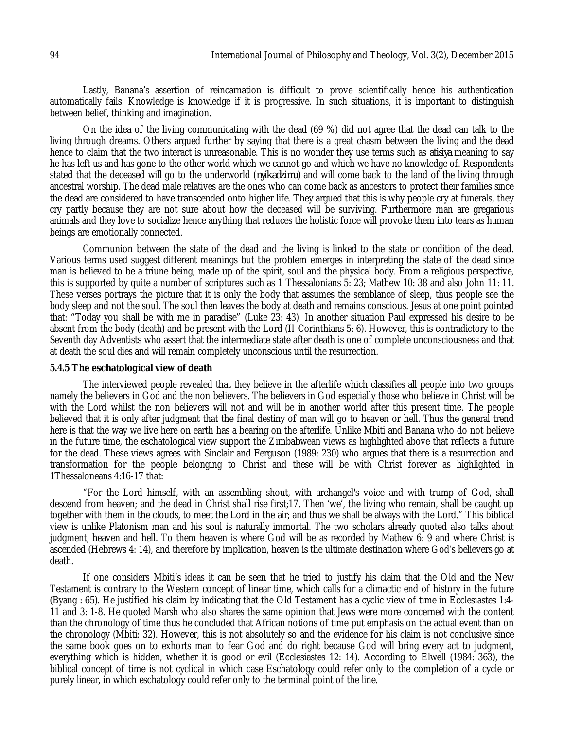Lastly, Banana's assertion of reincarnation is difficult to prove scientifically hence his authentication automatically fails. Knowledge is knowledge if it is progressive. In such situations, it is important to distinguish between belief, thinking and imagination.

On the idea of the living communicating with the dead (69 %) did not agree that the dead can talk to the living through dreams. Others argued further by saying that there is a great chasm between the living and the dead hence to claim that the two interact is unreasonable. This is no wonder they use terms such as *atisiya* meaning to say he has left us and has gone to the other world which we cannot go and which we have no knowledge of. Respondents stated that the deceased will go to the underworld (*nyikadzimu*) and will come back to the land of the living through ancestral worship. The dead male relatives are the ones who can come back as ancestors to protect their families since the dead are considered to have transcended onto higher life. They argued that this is why people cry at funerals, they cry partly because they are not sure about how the deceased will be surviving. Furthermore man are gregarious animals and they love to socialize hence anything that reduces the holistic force will provoke them into tears as human beings are emotionally connected.

Communion between the state of the dead and the living is linked to the state or condition of the dead. Various terms used suggest different meanings but the problem emerges in interpreting the state of the dead since man is believed to be a triune being, made up of the spirit, soul and the physical body. From a religious perspective, this is supported by quite a number of scriptures such as 1 Thessalonians 5: 23; Mathew 10: 38 and also John 11: 11. These verses portrays the picture that it is only the body that assumes the semblance of sleep, thus people see the body sleep and not the soul. The soul then leaves the body at death and remains conscious. Jesus at one point pointed that: "Today you shall be with me in paradise" (Luke 23: 43). In another situation Paul expressed his desire to be absent from the body (death) and be present with the Lord (II Corinthians 5: 6). However, this is contradictory to the Seventh day Adventists who assert that the intermediate state after death is one of complete unconsciousness and that at death the soul dies and will remain completely unconscious until the resurrection.

### 5.4.5 The eschatological view of death

The interviewed people revealed that they believe in the afterlife which classifies all people into two groups namely the believers in God and the non believers. The believers in God especially those who believe in Christ will be with the Lord whilst the non believers will not and will be in another world after this present time. The people believed that it is only after judgment that the final destiny of man will go to heaven or hell. Thus the general trend here is that the way we live here on earth has a bearing on the afterlife. Unlike Mbiti and Banana who do not believe in the future time, the eschatological view support the Zimbabwean views as highlighted above that reflects a future for the dead. These views agrees with Sinclair and Ferguson (1989: 230) who argues that there is a resurrection and transformation for the people belonging to Christ and these will be with Christ forever as highlighted in 1Thessaloneans 4:16-17 that:

"For the Lord himself, with an assembling shout, with archangel's voice and with trump of God, shall descend from heaven; and the dead in Christ shall rise first;17. Then 'we', the living who remain, shall be caught up together with them in the clouds, to meet the Lord in the air; and thus we shall be always with the Lord." This biblical view is unlike Platonism man and his soul is naturally immortal. The two scholars already quoted also talks about judgment, heaven and hell. To them heaven is where God will be as recorded by Mathew 6: 9 and where Christ is ascended (Hebrews 4: 14), and therefore by implication, heaven is the ultimate destination where God's believers go at death.

If one considers Mbiti's ideas it can be seen that he tried to justify his claim that the Old and the New Testament is contrary to the Western concept of linear time, which calls for a climactic end of history in the future (Byang : 65). He justified his claim by indicating that the Old Testament has a cyclic view of time in Ecclesiastes 1:4-11 and 3: 1-8. He quoted Marsh who also shares the same opinion that Jews were more concerned with the content than the chronology of time thus he concluded that African notions of time put emphasis on the actual event than on the chronology (Mbiti: 32). However, this is not absolutely so and the evidence for his claim is not conclusive since the same book goes on to exhorts man to fear God and do right because God will bring every act to judgment, everything which is hidden, whether it is good or evil (Ecclesiastes 12: 14). According to Elwell (1984: 363), the biblical concept of time is not cyclical in which case Eschatology could refer only to the completion of a cycle or purely linear, in which eschatology could refer only to the terminal point of the line.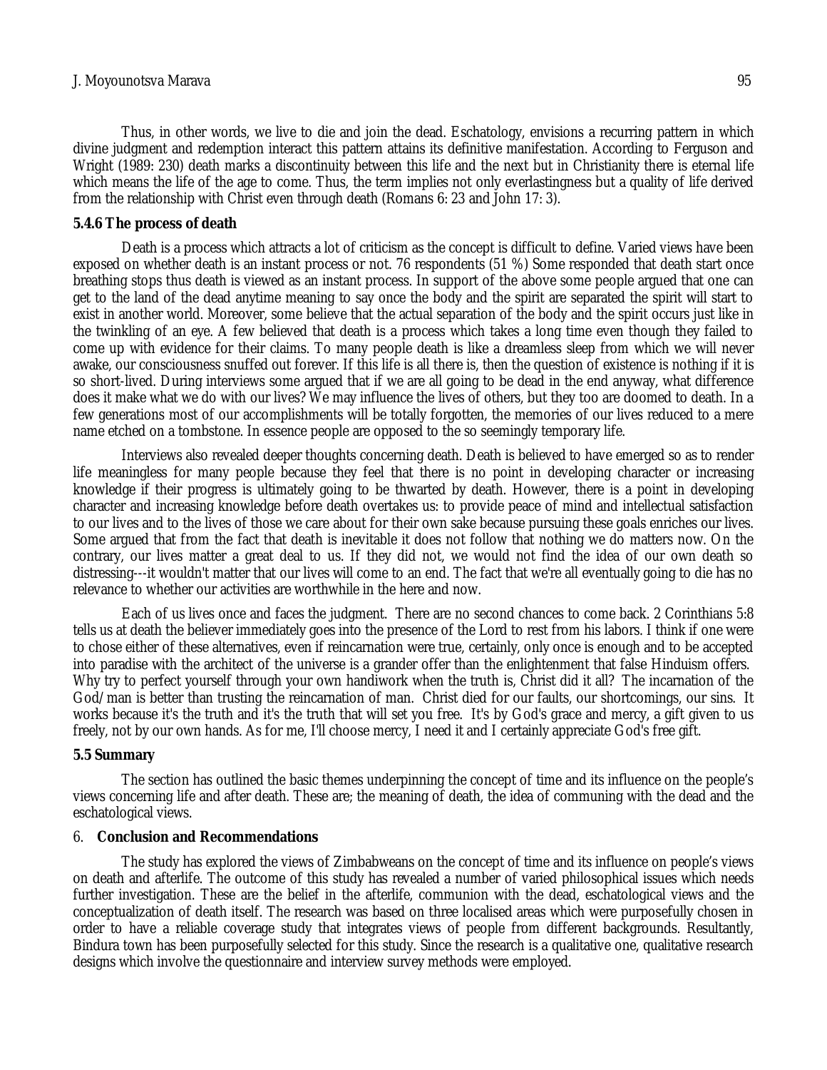Thus, in other words, we live to die and join the dead. Eschatology, envisions a recurring pattern in which divine judgment and redemption interact this pattern attains its definitive manifestation. According to Ferguson and Wright (1989: 230) death marks a discontinuity between this life and the next but in Christianity there is eternal life which means the life of the age to come. Thus, the term implies not only everlastingness but a quality of life derived from the relationship with Christ even through death (Romans 6: 23 and John 17: 3).

### 5.4.6 The process of death

Death is a process which attracts a lot of criticism as the concept is difficult to define. Varied views have been exposed on whether death is an instant process or not. 76 respondents (51 %) Some responded that death start once breathing stops thus death is viewed as an instant process. In support of the above some people argued that one can get to the land of the dead anytime meaning to say once the body and the spirit are separated the spirit will start to exist in another world. Moreover, some believe that the actual separation of the body and the spirit occurs just like in the twinkling of an eye. A few believed that death is a process which takes a long time even though they failed to come up with evidence for their claims. To many people death is like a dreamless sleep from which we will never awake, our consciousness snuffed out forever. If this life is all there is, then the question of existence is nothing if it is so short-lived. During interviews some argued that if we are all going to be dead in the end anyway, what difference does it make what we do with our lives? We may influence the lives of others, but they too are doomed to death. In a few generations most of our accomplishments will be totally forgotten, the memories of our lives reduced to a mere name etched on a tombstone. In essence people are opposed to the so seemingly temporary life.

Interviews also revealed deeper thoughts concerning death. Death is believed to have emerged so as to render life meaningless for many people because they feel that there is no point in developing character or increasing knowledge if their progress is ultimately going to be thwarted by death. However, there is a point in developing character and increasing knowledge before death overtakes us: to provide peace of mind and intellectual satisfaction to our lives and to the lives of those we care about for their own sake because pursuing these goals enriches our lives. Some argued that from the fact that death is inevitable it does not follow that nothing we do matters now. On the contrary, our lives matter a great deal to us. If they did not, we would not find the idea of our own death so distressing---it wouldn't matter that our lives will come to an end. The fact that we're all eventually going to die has no relevance to whether our activities are worthwhile in the here and now.

Each of us lives once and faces the judgment. There are no second chances to come back. 2 Corinthians 5:8 tells us at death the believer immediately goes into the presence of the Lord to rest from his labors. I think if one were to chose either of these alternatives, even if reincarnation were true, certainly, only once is enough and to be accepted into paradise with the architect of the universe is a grander offer than the enlightenment that false Hinduism offers. Why try to perfect yourself through your own handiwork when the truth is, Christ did it all? The incarnation of the God/man is better than trusting the reincarnation of man. Christ died for our faults, our shortcomings, our sins. It works because it's the truth and it's the truth that will set you free. It's by God's grace and mercy, a gift given to us freely, not by our own hands. As for me, I'll choose mercy, I need it and I certainly appreciate God's free gift.

### 5.5 Summary

The section has outlined the basic themes underpinning the concept of time and its influence on the people's views concerning life and after death. These are; the meaning of death, the idea of communing with the dead and the eschatological views.

## 6. Conclusion and Recommendations

The study has explored the views of Zimbabweans on the concept of time and its influence on people's views on death and afterlife. The outcome of this study has revealed a number of varied philosophical issues which needs further investigation. These are the belief in the afterlife, communion with the dead, eschatological views and the conceptualization of death itself. The research was based on three localised areas which were purposefully chosen in order to have a reliable coverage study that integrates views of people from different backgrounds. Resultantly, Bindura town has been purposefully selected for this study. Since the research is a qualitative one, qualitative research designs which involve the questionnaire and interview survey methods were employed.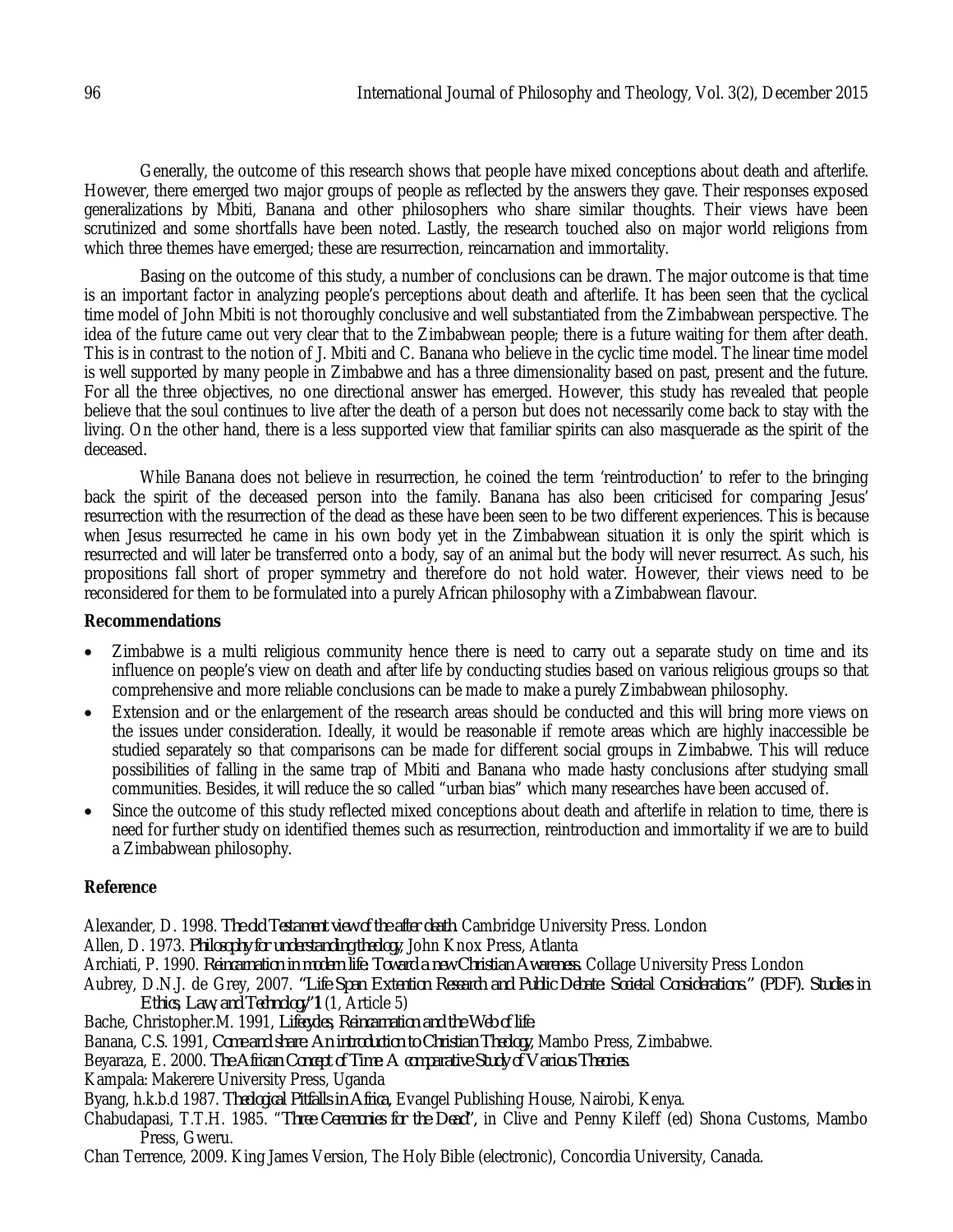Generally, the outcome of this research shows that people have mixed conceptions about death and afterlife. However, there emerged two major groups of people as reflected by the answers they gave. Their responses exposed generalizations by Mbiti, Banana and other philosophers who share similar thoughts. Their views have been scrutinized and some shortfalls have been noted. Lastly, the research touched also on major world religions from which three themes have emerged; these are resurrection, reincarnation and immortality.

Basing on the outcome of this study, a number of conclusions can be drawn. The major outcome is that time is an important factor in analyzing people's perceptions about death and afterlife. It has been seen that the cyclical time model of John Mbiti is not thoroughly conclusive and well substantiated from the Zimbabwean perspective. The idea of the future came out very clear that to the Zimbabwean people; there is a future waiting for them after death. This is in contrast to the notion of J. Mbiti and C. Banana who believe in the cyclic time model. The linear time model is well supported by many people in Zimbabwe and has a three dimensionality based on past, present and the future. For all the three objectives, no one directional answer has emerged. However, this study has revealed that people believe that the soul continues to live after the death of a person but does not necessarily come back to stay with the living. On the other hand, there is a less supported view that familiar spirits can also masquerade as the spirit of the deceased.

While Banana does not believe in resurrection, he coined the term 'reintroduction' to refer to the bringing back the spirit of the deceased person into the family. Banana has also been criticised for comparing Jesus' resurrection with the resurrection of the dead as these have been seen to be two different experiences. This is because when Jesus resurrected he came in his own body yet in the Zimbabwean situation it is only the spirit which is resurrected and will later be transferred onto a body, say of an animal but the body will never resurrect. As such, his propositions fall short of proper symmetry and therefore do not hold water. However, their views need to be reconsidered for them to be formulated into a purely African philosophy with a Zimbabwean flavour.

## Recommendations

- Zimbabwe is a multi religious community hence there is need to carry out a separate study on time and its influence on people's view on death and after life by conducting studies based on various religious groups so that comprehensive and more reliable conclusions can be made to make a purely Zimbabwean philosophy.
- Extension and or the enlargement of the research areas should be conducted and this will bring more views on the issues under consideration. Ideally, it would be reasonable if remote areas which are highly inaccessible be studied separately so that comparisons can be made for different social groups in Zimbabwe. This will reduce possibilities of falling in the same trap of Mbiti and Banana who made hasty conclusions after studying small communities. Besides, it will reduce the so called "urban bias" which many researches have been accused of.
- Since the outcome of this study reflected mixed conceptions about death and afterlife in relation to time, there is need for further study on identified themes such as resurrection, reintroduction and immortality if we are to build a Zimbabwean philosophy.

## Reference

Alexander, D. 1998. *The old Testament view of the after death*. Cambridge University Press. London

Allen, D. 1973. *Philosophy for understanding theology*, John Knox Press, Atlanta

Archiati, P. 1990. *Reincarnation in modern life: Toward a new Christian Awareness*. Collage University Press London

Aubrey, D.N.J. de Grey, 2007. *"Life Span Extention Research and Public Debate: Societal Considerations" (PDF). Studies in Ethics, Law, and Technology"1* (1, Article 5)

Bache, Christopher.M. 1991, *Lifecycles, Reincarnation and the Web of life.*

Banana, C.S. 1991, *Come and share: An introduction to Christian Theology*, Mambo Press, Zimbabwe.

Beyaraza, E. 2000. *The African Concept of Time. A comparative Study of Various Theories.*

Kampala: Makerere University Press, Uganda

Byang, h.k.b.d 1987. *Theological Pitfalls in Africa*, Evangel Publishing House, Nairobi, Kenya.

Chabudapasi, T.T.H. 1985. *"Three Ceremonies for the Dead"*, in Clive and Penny Kileff (ed) Shona Customs, Mambo Press, Gweru.

Chan Terrence, 2009. King James Version, The Holy Bible (electronic), Concordia University, Canada.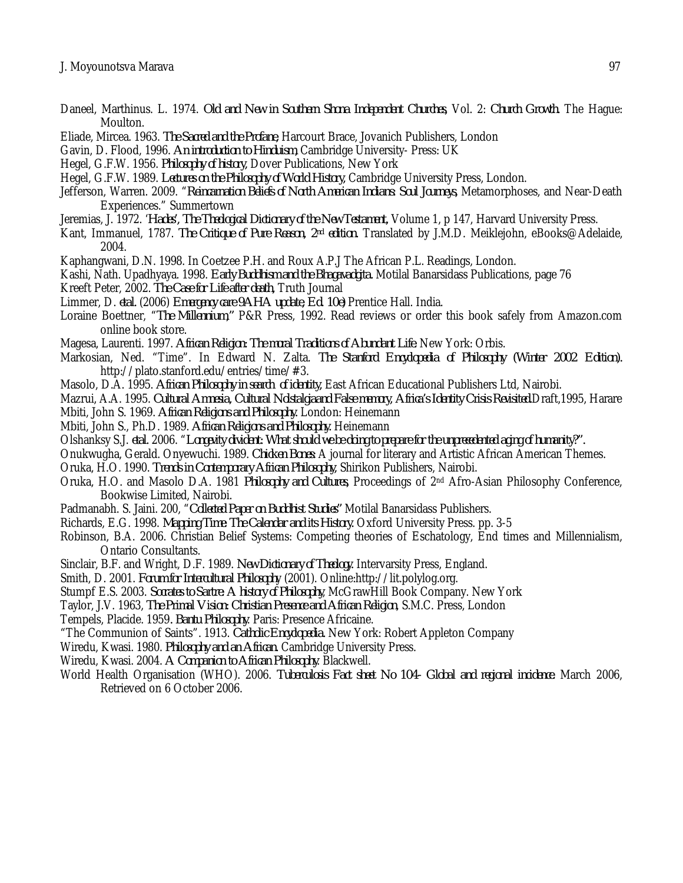Daneel, Marthinus. L. 1974. *Old and New in Southern Shona Independent Churches,* Vol. 2: *Church Growth.* The Hague: Moulton.

Eliade, Mircea. 1963. *The Sacred and the Profane,* Harcourt Brace, Jovanich Publishers, London

Gavin, D. Flood, 1996. *An introduction to Hinduism,* Cambridge University- Press: UK

Hegel, G.F.W. 1956. *Philosophy of history,* Dover Publications, New York

Hegel, G.F.W. 1989. *Lectures on the Philosophy of World History,* Cambridge University Press, London.

Jefferson, Warren. 2009. "*Reincarnation Beliefs of North American Indians: Soul Journeys,* Metamorphoses, and Near-Death Experiences." Summertown

Jeremias, J. 1972. '*Hades', The Theological Dictionary of the New Testament,* Volume 1, p 147, Harvard University Press.

Kant, Immanuel, 1787. *The Critique of Pure Reason, 2nd edition.* Translated by J.M.D. Meiklejohn, eBooks@Adelaide, 2004.

Kaphangwani, D.N. 1998. In Coetzee P.H. and Roux A.P.J The African P.L. Readings, London.

Kashi, Nath. Upadhyaya. 1998. *Early Buddhism and the Bhagavadgita.* Motilal Banarsidass Publications, page 76

Kreeft Peter, 2002. *The Case for Life after death,* Truth Journal

Limmer, D. *etal.* (2006) *Emergency care 9A HA update, Ed. 10e)* Prentice Hall. India.

Loraine Boettner, "*The Millennium,*" P&R Press, 1992. Read reviews or order this book safely from Amazon.com online book store.

Magesa, Laurenti. 1997. *African Religion: The moral Traditions of Abundant Life.* New York: Orbis.

Markosian, Ned. "Time". In Edward N. Zalta. *The Stanford Encyclopedia of Philosophy (Winter 2002 Edition).* http://plato.stanford.edu/entries/time/#3.

Masolo, D.A. 1995. *African Philosophy in search of identity,* East African Educational Publishers Ltd, Nairobi.

Mazrui, A.A. 1995. *Cultural Amnesia, Cultural Nostalgia and False memory, Africa's Identity Crisis Revisited.* Draft,1995, Harare

Mbiti, John S. 1969. *African Religions and Philosophy.* London: Heinemann

Mbiti, John S., Ph.D. 1989. *African Religions and Philosophy.* Heinemann

Olshanksy S.J. *etal.* 2006. "*Longevity divident: What should we be doing to prepare for the unprecedented aging of humanity?*".

Onukwugha, Gerald. Onyewuchi. 1989. *Chicken Bones:* A journal for literary and Artistic African American Themes.

Oruka, H.O. 1990. *Trends in Contemporary African Philosophy,* Shirikon Publishers, Nairobi.

Oruka, H.O. and Masolo D.A. 1981 *Philosophy and Cultures,* Proceedings of 2nd Afro-Asian Philosophy Conference, Bookwise Limited, Nairobi.

Padmanabh. S. Jaini. 200, "*Collected Paper on Buddhist Studies*" Motilal Banarsidass Publishers.

Richards, E.G. 1998. *Mapping Time: The Calendar and its History.* Oxford University Press. pp. 3-5

Robinson, B.A. 2006. Christian Belief Systems: Competing theories of Eschatology, End times and Millennialism, Ontario Consultants.

Sinclair, B.F. and Wright, D.F. 1989. *New Dictionary of Theology.* Intervarsity Press, England.

Smith, D. 2001. *Forum for Intercultural Philosophy* (2001). Online:http://lit.polylog.org.

Stumpf E.S. 2003. *Socrates to Sartre: A history of Philosophy,* McGrawHill Book Company. New York

Taylor, J.V. 1963, *The Primal Vision: Christian Presence and African Religion,* S.M.C. Press, London

Tempels, Placide. 1959. *Bantu Philosophy.* Paris: Presence Africaine.

"The Communion of Saints". 1913. *Catholic Encyclopedia.* New York: Robert Appleton Company

Wiredu, Kwasi. 1980. *Philosophy and an African.* Cambridge University Press.

Wiredu, Kwasi. 2004. *A Companion to African Philosophy.* Blackwell.

World Health Organisation (WHO). 2006. *Tuberculosis Fact sheet No 104- Global and regional incidence.* March 2006, Retrieved on 6 October 2006.